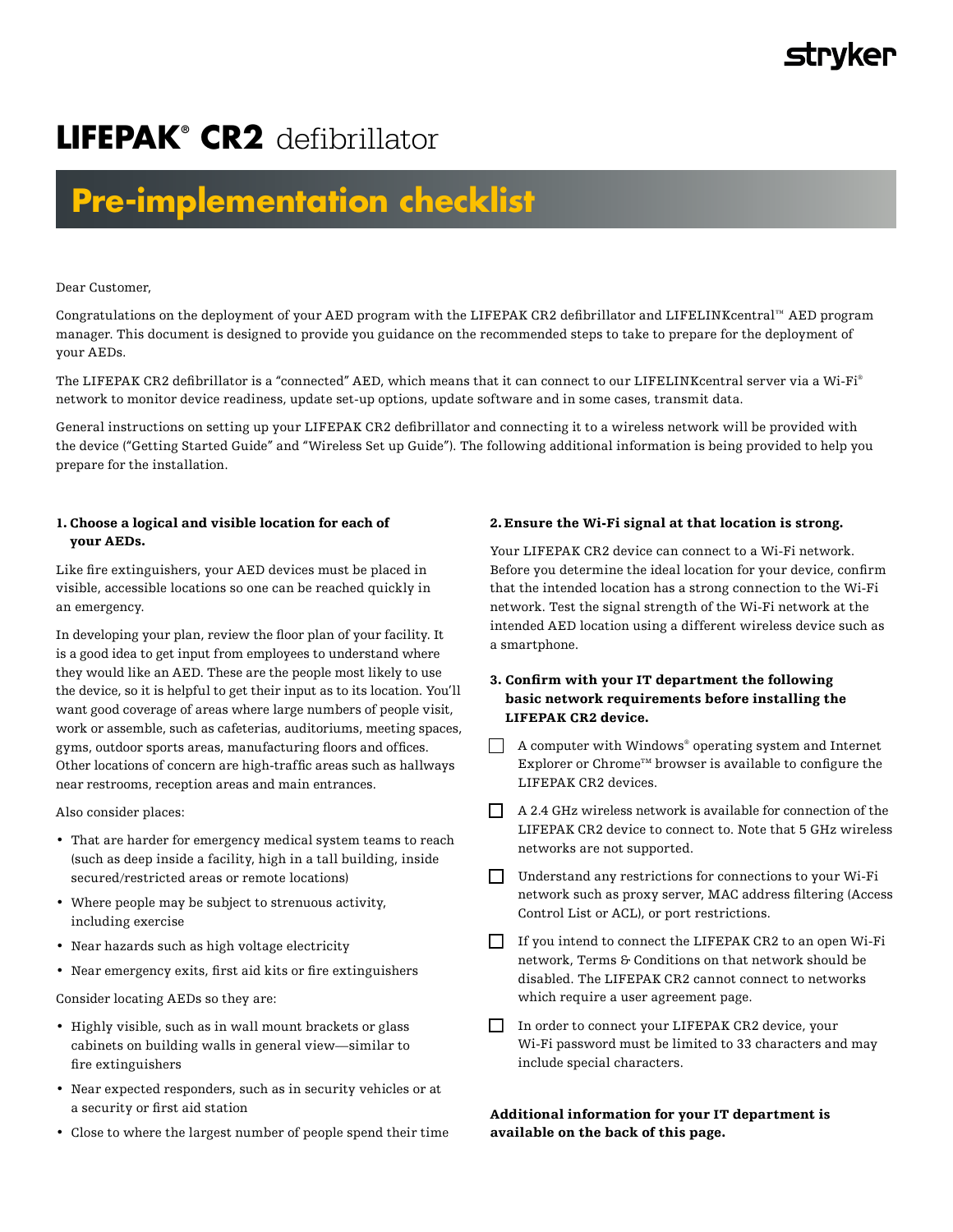stryker

# LIFEPAK® CR2 defibrillator

## Pre-implementation checklist

Dear Customer,

Congratulations on the deployment of your AED program with the LIFEPAK CR2 defibrillator and LIFELINKcentral™ AED program manager. This document is designed to provide you guidance on the recommended steps to take to prepare for the deployment of your AEDs.

The LIFEPAK CR2 defibrillator is a "connected" AED, which means that it can connect to our LIFELINKcentral server via a Wi-Fi® network to monitor device readiness, update set-up options, update software and in some cases, transmit data.

General instructions on setting up your LIFEPAK CR2 defibrillator and connecting it to a wireless network will be provided with the device ("Getting Started Guide" and "Wireless Set up Guide"). The following additional information is being provided to help you prepare for the installation.

### 1. Choose a logical and visible location for each of your AEDs.

Like fire extinguishers, your AED devices must be placed in visible, accessible locations so one can be reached quickly in an emergency.

In developing your plan, review the floor plan of your facility. It is a good idea to get input from employees to understand where they would like an AED. These are the people most likely to use the device, so it is helpful to get their input as to its location. You'll want good coverage of areas where large numbers of people visit, work or assemble, such as cafeterias, auditoriums, meeting spaces, gyms, outdoor sports areas, manufacturing floors and offices. Other locations of concern are high-traffic areas such as hallways near restrooms, reception areas and main entrances.

Also consider places:

- That are harder for emergency medical system teams to reach (such as deep inside a facility, high in a tall building, inside secured/restricted areas or remote locations)
- Where people may be subject to strenuous activity, including exercise
- Near hazards such as high voltage electricity
- Near emergency exits, first aid kits or fire extinguishers

Consider locating AEDs so they are:

- Highly visible, such as in wall mount brackets or glass cabinets on building walls in general view—similar to fire extinguishers
- Near expected responders, such as in security vehicles or at a security or first aid station
- Close to where the largest number of people spend their time

### 2. Ensure the Wi-Fi signal at that location is strong.

Your LIFEPAK CR2 device can connect to a Wi-Fi network. Before you determine the ideal location for your device, confirm that the intended location has a strong connection to the Wi-Fi network. Test the signal strength of the Wi-Fi network at the intended AED location using a different wireless device such as a smartphone.

### 3. Confirm with your IT department the following basic network requirements before installing the LIFEPAK CR2 device.

- [ ] A computer with Windows® operating system and Internet Explorer or Chrome™ browser is available to configure the LIFEPAK CR2 devices.
- [ ] A 2.4 GHz wireless network is available for connection of the LIFEPAK CR2 device to connect to. Note that 5 GHz wireless networks are not supported.
- [ ] Understand any restrictions for connections to your Wi-Fi network such as proxy server, MAC address filtering (Access Control List or ACL), or port restrictions.
- [ ] If you intend to connect the LIFEPAK CR2 to an open Wi-Fi network, Terms & Conditions on that network should be disabled. The LIFEPAK CR2 cannot connect to networks which require a user agreement page.
- [ ] In order to connect your LIFEPAK CR2 device, your Wi-Fi password must be limited to 33 characters and may include special characters.

**Additional information for your IT department is available on the back of this page.**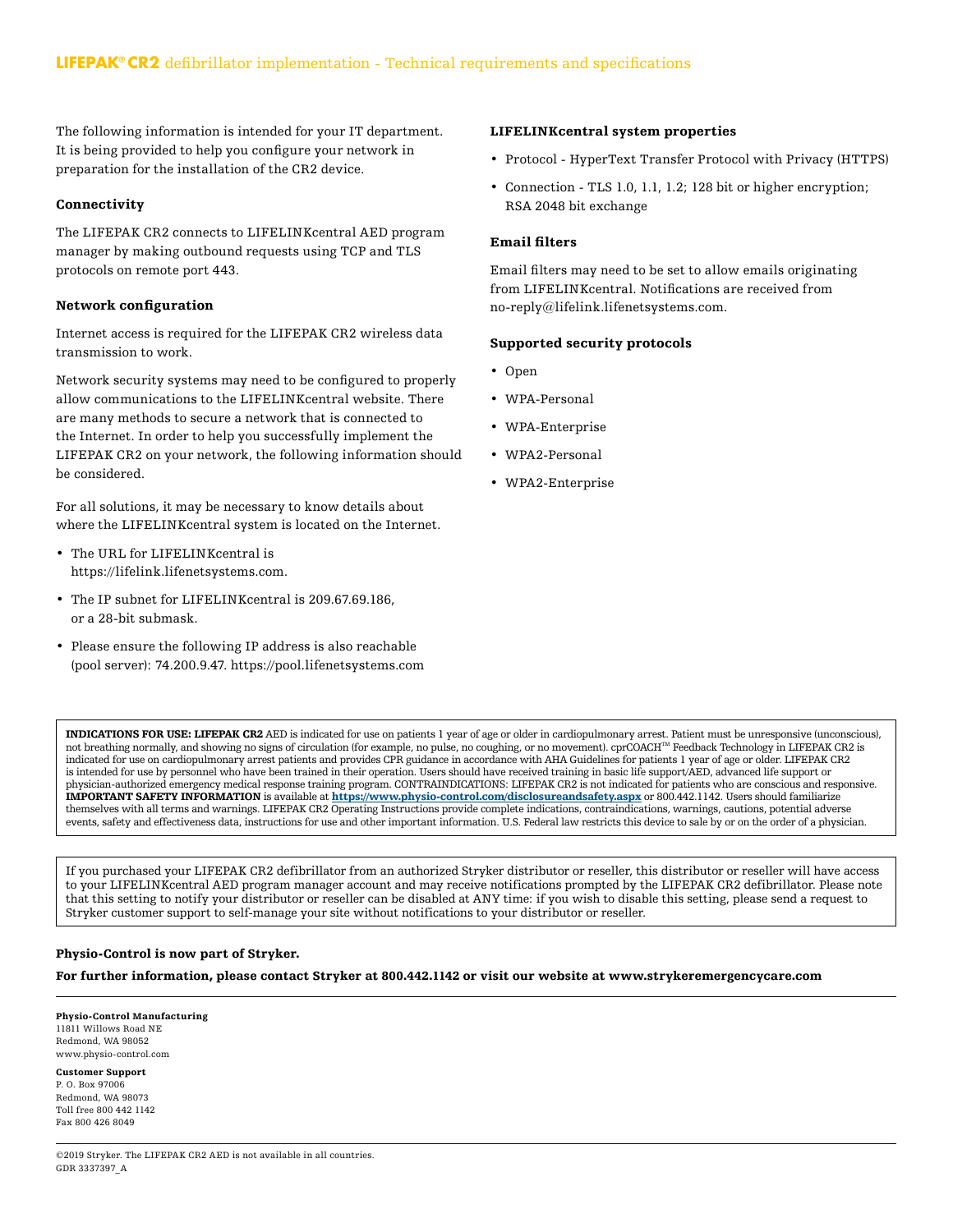# LIFEPAK® CR2 defibrillator implementation - Technical requirements and specifications

The following information is intended for your IT department. It is being provided to help you configure your network in preparation for the installation of the CR2 device.

### Connectivity

The LIFEPAK CR2 connects to LIFELINKcentral AED program manager by making outbound requests using TCP and TLS protocols on remote port 443.

### Network configuration

Internet access is required for the LIFEPAK CR2 wireless data transmission to work.

Network security systems may need to be configured to properly allow communications to the LIFELINKcentral website. There are many methods to secure a network that is connected to the Internet. In order to help you successfully implement the LIFEPAK CR2 on your network, the following information should be considered.

For all solutions, it may be necessary to know details about where the LIFELINKcentral system is located on the Internet.

- The URL for LIFELINKcentral is https://lifelink.lifenetsystems.com.
- The IP subnet for LIFELINKcentral is 209.67.69.186, or a 28-bit submask.
- Please ensure the following IP address is also reachable (pool server): 74.200.9.47. https://pool.lifenetsystems.com

### LIFELINKcentral system properties

- Protocol - HyperText Transfer Protocol with Privacy (HTTPS)
- Connection - TLS 1.0, 1.1, 1.2; 128 bit or higher encryption; RSA 2048 bit exchange

### Email filters

Email filters may need to be set to allow emails originating from LIFELINKcentral. Notifications are received from no-reply@lifelink.lifenetsystems.com.

### Supported security protocols

- Open
- WPA-Personal
- WPA-Enterprise
- WPA2-Personal
- WPA2-Enterprise

**INDICATIONS FOR USE: LIFEPAK CR2** AED is indicated for use on patients 1 year of age or older in cardiopulmonary arrest. Patient must be unresponsive (unconscious), not breathing normally, and showing no signs of circulation (for example, no pulse, no coughing, or no movement). cprCOACH™ Feedback Technology in LIFEPAK CR2 is indicated for use on cardiopulmonary arrest patients and provides CPR guidance in accordance with AHA Guidelines for patients 1 year of age or older. LIFEPAK CR2 is intended for use by personnel who have been trained in their operation. Users should have received training in basic life support/AED, advanced life support or physician-authorized emergency medical response training program. CONTRAINDICATIONS: LIFEPAK CR2 is not indicated for patients who are conscious and responsive. **IMPORTANT SAFETY INFORMATION** is available at **https://www.physio-control.com/disclosureandsafety.aspx** or 800.442.1142. Users should familiarize themselves with all terms and warnings. LIFEPAK CR2 Operating Instructions provide complete indications, contraindications, warnings, cautions, potential adverse events, safety and effectiveness data, instructions for use and other important information. U.S. Federal law restricts this device to sale by or on the order of a physician.

If you purchased your LIFEPAK CR2 defibrillator from an authorized Stryker distributor or reseller, this distributor or reseller will have access to your LIFELINKcentral AED program manager account and may receive notifications prompted by the LIFEPAK CR2 defibrillator. Please note that this setting to notify your distributor or reseller can be disabled at ANY time: if you wish to disable this setting, please send a request to Stryker customer support to self-manage your site without notifications to your distributor or reseller.

**Physio-Control is now part of Stryker.**

**For further information, please contact Stryker at 800.442.1142 or visit our website at www.strykeremergencycare.com**

**Physio-Control Manufacturing**
11811 Willows Road NE
Redmond, WA 98052
www.physio-control.com

**Customer Support**
P. O. Box 97006
Redmond, WA 98073
Toll free 800 442 1142
Fax 800 426 8049

©2019 Stryker. The LIFEPAK CR2 AED is not available in all countries.
GDR 3337397_A